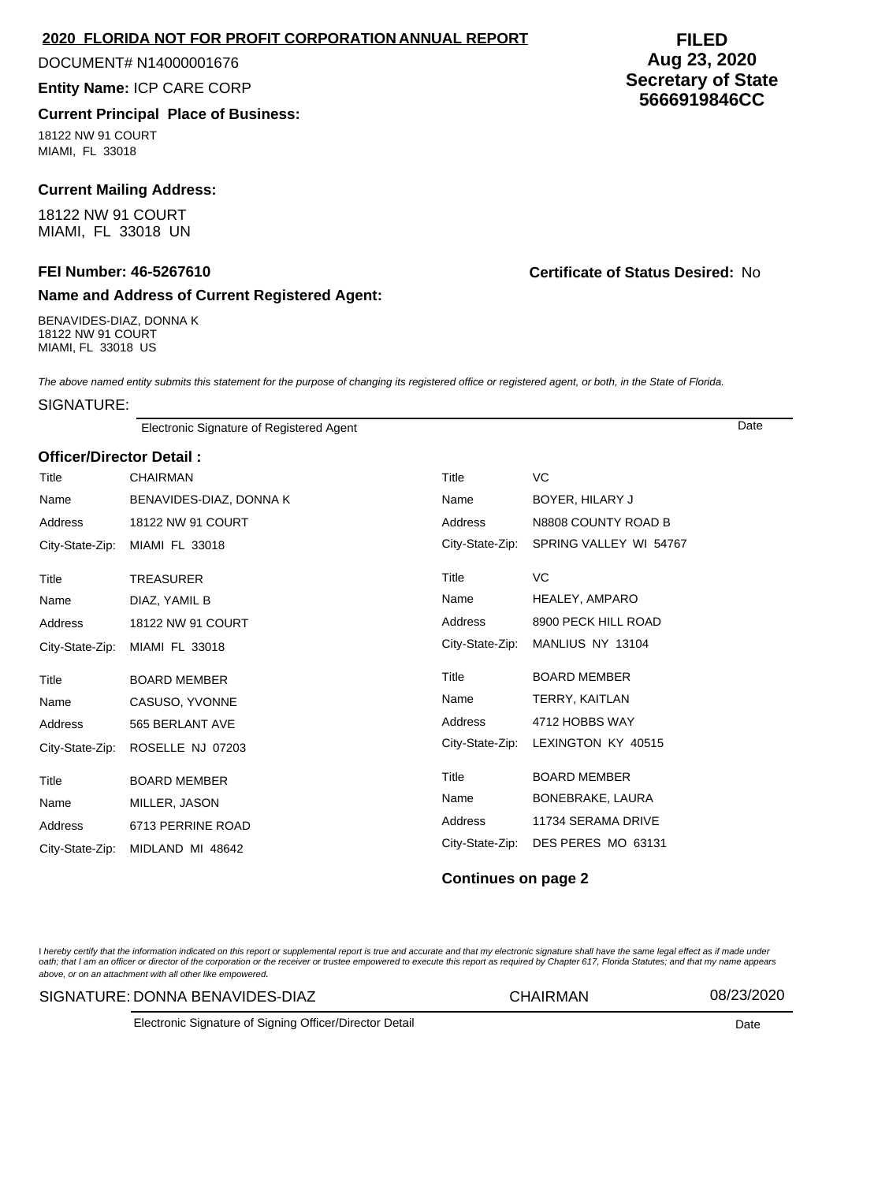## 2020 FLORIDA NOT FOR PROFIT CORPORATION ANNUAL REPORT

DOCUMENT# N14000001676

**Entity Name:** ICP CARE CORP

**FILED**
**Aug 23, 2020**
**Secretary of State**
**5666919846CC**

### Current Principal Place of Business:

18122 NW 91 COURT
MIAMI, FL 33018

### Current Mailing Address:

18122 NW 91 COURT
MIAMI, FL 33018 UN

**FEI Number: 46-5267610**

**Certificate of Status Desired:** No

### Name and Address of Current Registered Agent:

BENAVIDES-DIAZ, DONNA K
18122 NW 91 COURT
MIAMI, FL 33018 US

*The above named entity submits this statement for the purpose of changing its registered office or registered agent, or both, in the State of Florida.*

SIGNATURE:

Electronic Signature of Registered Agent — Date

### Officer/Director Detail :

| Title | CHAIRMAN | Title | VC |
|---|---|---|---|
| Name | BENAVIDES-DIAZ, DONNA K | Name | BOYER, HILARY J |
| Address | 18122 NW 91 COURT | Address | N8808 COUNTY ROAD B |
| City-State-Zip: | MIAMI FL 33018 | City-State-Zip: | SPRING VALLEY WI 54767 |
| Title | TREASURER | Title | VC |
| Name | DIAZ, YAMIL B | Name | HEALEY, AMPARO |
| Address | 18122 NW 91 COURT | Address | 8900 PECK HILL ROAD |
| City-State-Zip: | MIAMI FL 33018 | City-State-Zip: | MANLIUS NY 13104 |
| Title | BOARD MEMBER | Title | BOARD MEMBER |
| Name | CASUSO, YVONNE | Name | TERRY, KAITLAN |
| Address | 565 BERLANT AVE | Address | 4712 HOBBS WAY |
| City-State-Zip: | ROSELLE NJ 07203 | City-State-Zip: | LEXINGTON KY 40515 |
| Title | BOARD MEMBER | Title | BOARD MEMBER |
| Name | MILLER, JASON | Name | BONEBRAKE, LAURA |
| Address | 6713 PERRINE ROAD | Address | 11734 SERAMA DRIVE |
| City-State-Zip: | MIDLAND MI 48642 | City-State-Zip: | DES PERES MO 63131 |

**Continues on page 2**

*I hereby certify that the information indicated on this report or supplemental report is true and accurate and that my electronic signature shall have the same legal effect as if made under oath; that I am an officer or director of the corporation or the receiver or trustee empowered to execute this report as required by Chapter 617, Florida Statutes; and that my name appears above, or on an attachment with all other like empowered.*

SIGNATURE: DONNA BENAVIDES-DIAZ — CHAIRMAN — 08/23/2020

Electronic Signature of Signing Officer/Director Detail — Date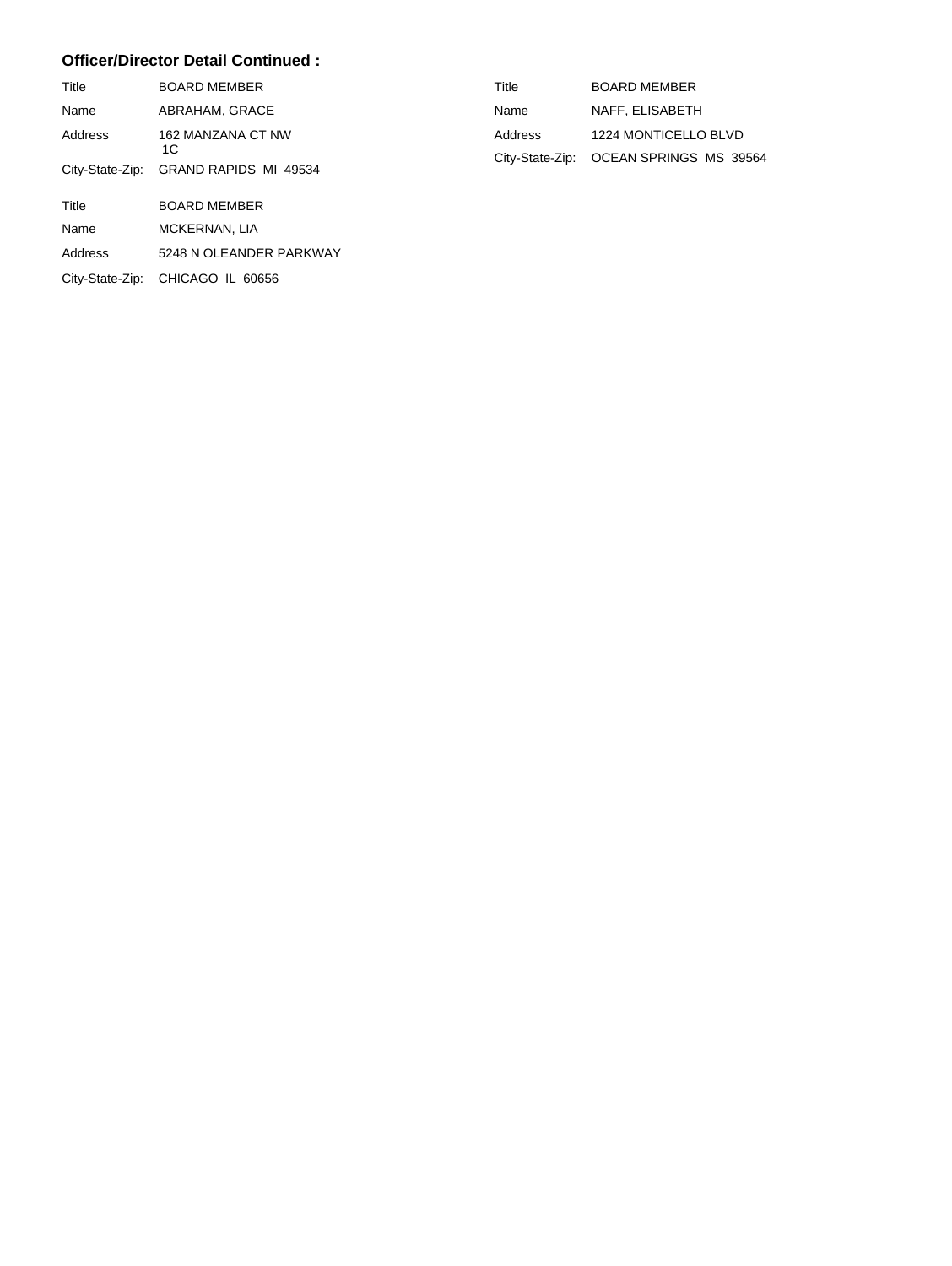### Officer/Director Detail Continued :

| | |
|---|---|
| Title | BOARD MEMBER |
| Name | ABRAHAM, GRACE |
| Address | 162 MANZANA CT NW 1C |
| City-State-Zip: | GRAND RAPIDS MI 49534 |

| | |
|---|---|
| Title | BOARD MEMBER |
| Name | MCKERNAN, LIA |
| Address | 5248 N OLEANDER PARKWAY |
| City-State-Zip: | CHICAGO IL 60656 |

| | |
|---|---|
| Title | BOARD MEMBER |
| Name | NAFF, ELISABETH |
| Address | 1224 MONTICELLO BLVD |
| City-State-Zip: | OCEAN SPRINGS MS 39564 |